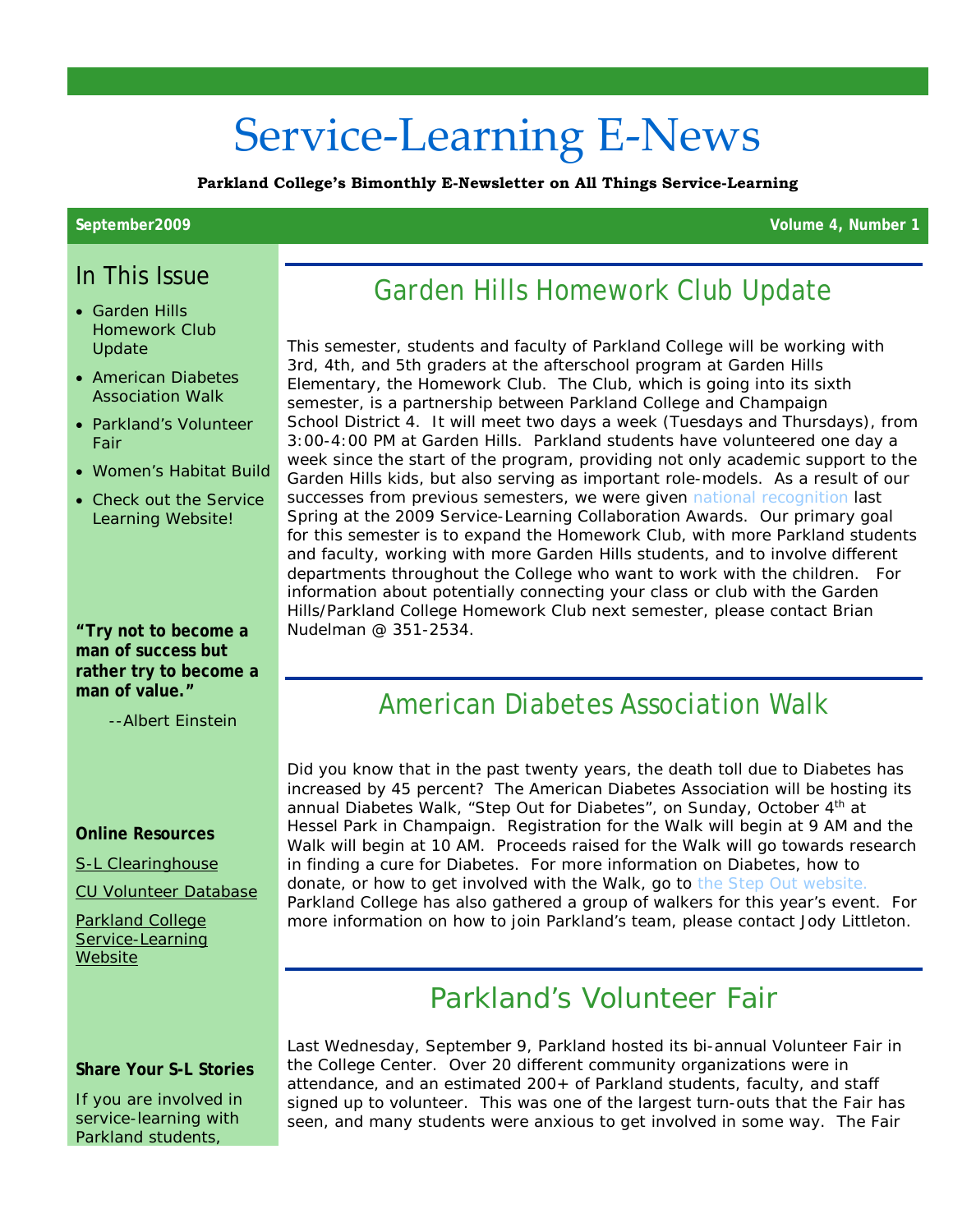# Service-Learning E-News

**Parkland College's Bimonthly E-Newsletter on All Things Service-Learning**

**September2009** | **Volume 4, Number 1**

## In This Issue

- Garden Hills Homework Club Update
- American Diabetes Association Walk
- Parkland's Volunteer Fair
- Women's Habitat Build
- Check out the Service Learning Website!

**"Try not to become a man of success but rather try to become a man of value."**

--Albert Einstein

**Online Resources**

S-L Clearinghouse

CU Volunteer Database

Parkland College Service-Learning Website

**Share Your S-L Stories**

If you are involved in service-learning with Parkland students,

## Garden Hills Homework Club Update

This semester, students and faculty of Parkland College will be working with 3rd, 4th, and 5th graders at the afterschool program at Garden Hills Elementary, the Homework Club. The Club, which is going into its sixth semester, is a partnership between Parkland College and Champaign School District 4. It will meet two days a week (Tuesdays and Thursdays), from 3:00-4:00 PM at Garden Hills. Parkland students have volunteered one day a week since the start of the program, providing not only academic support to the Garden Hills kids, but also serving as important role-models. As a result of our successes from previous semesters, we were given national recognition last Spring at the 2009 Service-Learning Collaboration Awards. Our primary goal for this semester is to expand the Homework Club, with more Parkland students and faculty, working with more Garden Hills students, and to involve different departments throughout the College who want to work with the children. For information about potentially connecting your class or club with the Garden Hills/Parkland College Homework Club next semester, please contact Brian Nudelman @ 351-2534.

## American Diabetes Association Walk

Did you know that in the past twenty years, the death toll due to Diabetes has increased by 45 percent? The American Diabetes Association will be hosting its annual Diabetes Walk, "Step Out for Diabetes", on Sunday, October 4th at Hessel Park in Champaign. Registration for the Walk will begin at 9 AM and the Walk will begin at 10 AM. Proceeds raised for the Walk will go towards research in finding a cure for Diabetes. For more information on Diabetes, how to donate, or how to get involved with the Walk, go to the Step Out website. Parkland College has also gathered a group of walkers for this year's event. For more information on how to join Parkland's team, please contact Jody Littleton.

## Parkland's Volunteer Fair

Last Wednesday, September 9, Parkland hosted its bi-annual Volunteer Fair in the College Center. Over 20 different community organizations were in attendance, and an estimated 200+ of Parkland students, faculty, and staff signed up to volunteer. This was one of the largest turn-outs that the Fair has seen, and many students were anxious to get involved in some way. The Fair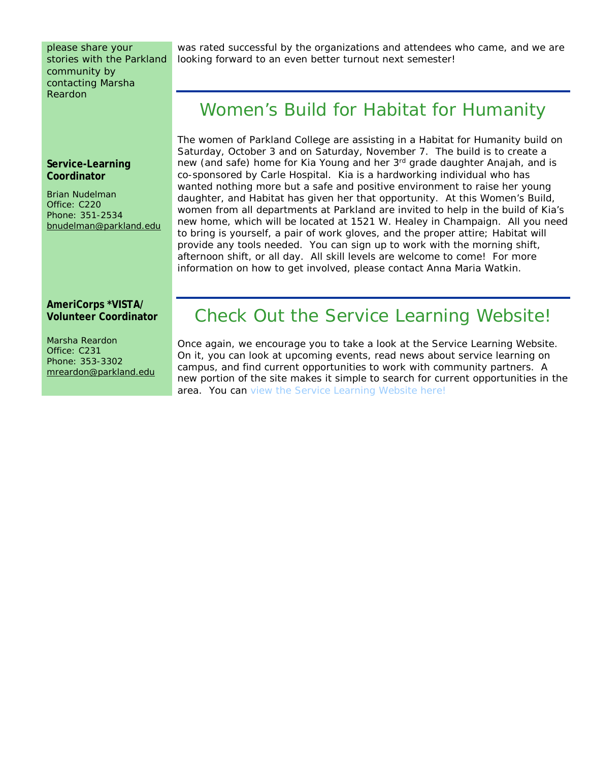please share your stories with the Parkland community by contacting Marsha Reardon

**Service-Learning Coordinator**

Brian Nudelman
Office: C220
Phone: 351-2534
bnudelman@parkland.edu

**AmeriCorps *VISTA/ Volunteer Coordinator**

Marsha Reardon
Office: C231
Phone: 353-3302
mreardon@parkland.edu

was rated successful by the organizations and attendees who came, and we are looking forward to an even better turnout next semester!

## Women's Build for Habitat for Humanity

The women of Parkland College are assisting in a Habitat for Humanity build on Saturday, October 3 and on Saturday, November 7. The build is to create a new (and safe) home for Kia Young and her 3rd grade daughter Anajah, and is co-sponsored by Carle Hospital. Kia is a hardworking individual who has wanted nothing more but a safe and positive environment to raise her young daughter, and Habitat has given her that opportunity. At this Women's Build, women from all departments at Parkland are invited to help in the build of Kia's new home, which will be located at 1521 W. Healey in Champaign. All you need to bring is yourself, a pair of work gloves, and the proper attire; Habitat will provide any tools needed. You can sign up to work with the morning shift, afternoon shift, or all day. All skill levels are welcome to come! For more information on how to get involved, please contact Anna Maria Watkin.

## Check Out the Service Learning Website!

Once again, we encourage you to take a look at the Service Learning Website. On it, you can look at upcoming events, read news about service learning on campus, and find current opportunities to work with community partners. A new portion of the site makes it simple to search for current opportunities in the area. You can view the Service Learning Website here!